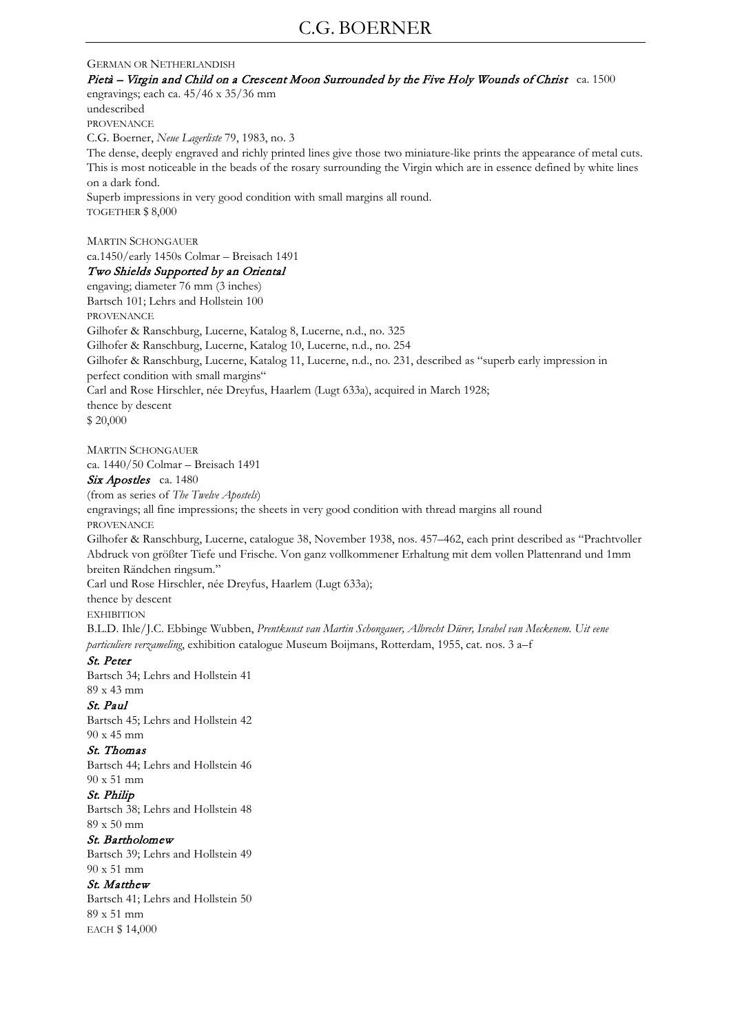GERMAN OR NETHERLANDISH

***Pietà – Virgin and Child on a Crescent Moon Surrounded by the Five Holy Wounds of Christ*** ca. 1500

engravings; each ca. 45/46 x 35/36 mm

undescribed

PROVENANCE

C.G. Boerner, *Neue Lagerliste* 79, 1983, no. 3

The dense, deeply engraved and richly printed lines give those two miniature-like prints the appearance of metal cuts. This is most noticeable in the beads of the rosary surrounding the Virgin which are in essence defined by white lines on a dark fond.

Superb impressions in very good condition with small margins all round.

TOGETHER $ 8,000

MARTIN SCHONGAUER

ca.1450/early 1450s Colmar – Breisach 1491

***Two Shields Supported by an Oriental***

engraving; diameter 76 mm (3 inches)

Bartsch 101; Lehrs and Hollstein 100

PROVENANCE

Gilhofer & Ranschburg, Lucerne, Katalog 8, Lucerne, n.d., no. 325

Gilhofer & Ranschburg, Lucerne, Katalog 10, Lucerne, n.d., no. 254

Gilhofer & Ranschburg, Lucerne, Katalog 11, Lucerne, n.d., no. 231, described as "superb early impression in perfect condition with small margins"

Carl and Rose Hirschler, née Dreyfus, Haarlem (Lugt 633a), acquired in March 1928;

thence by descent

$ 20,000

MARTIN SCHONGAUER

ca. 1440/50 Colmar – Breisach 1491

***Six Apostles*** ca. 1480

(from as series of *The Twelve Apostels*)

engravings; all fine impressions; the sheets in very good condition with thread margins all round

PROVENANCE

Gilhofer & Ranschburg, Lucerne, catalogue 38, November 1938, nos. 457–462, each print described as "Prachtvoller Abdruck von größter Tiefe und Frische. Von ganz vollkommener Erhaltung mit dem vollen Plattenrand und 1mm breiten Rändchen ringsum."

Carl und Rose Hirschler, née Dreyfus, Haarlem (Lugt 633a);

thence by descent

EXHIBITION

B.L.D. Ihle/J.C. Ebbinge Wubben, *Prentkunst van Martin Schongauer, Albrecht Dürer, Israhel van Meckenem. Uit eene particuliere verzameling*, exhibition catalogue Museum Boijmans, Rotterdam, 1955, cat. nos. 3 a–f

***St. Peter***

Bartsch 34; Lehrs and Hollstein 41

89 x 43 mm

***St. Paul***

Bartsch 45; Lehrs and Hollstein 42

90 x 45 mm

***St. Thomas***

Bartsch 44; Lehrs and Hollstein 46

90 x 51 mm

***St. Philip***

Bartsch 38; Lehrs and Hollstein 48

89 x 50 mm

***St. Bartholomew***

Bartsch 39; Lehrs and Hollstein 49

90 x 51 mm

***St. Matthew***

Bartsch 41; Lehrs and Hollstein 50

89 x 51 mm

EACH $ 14,000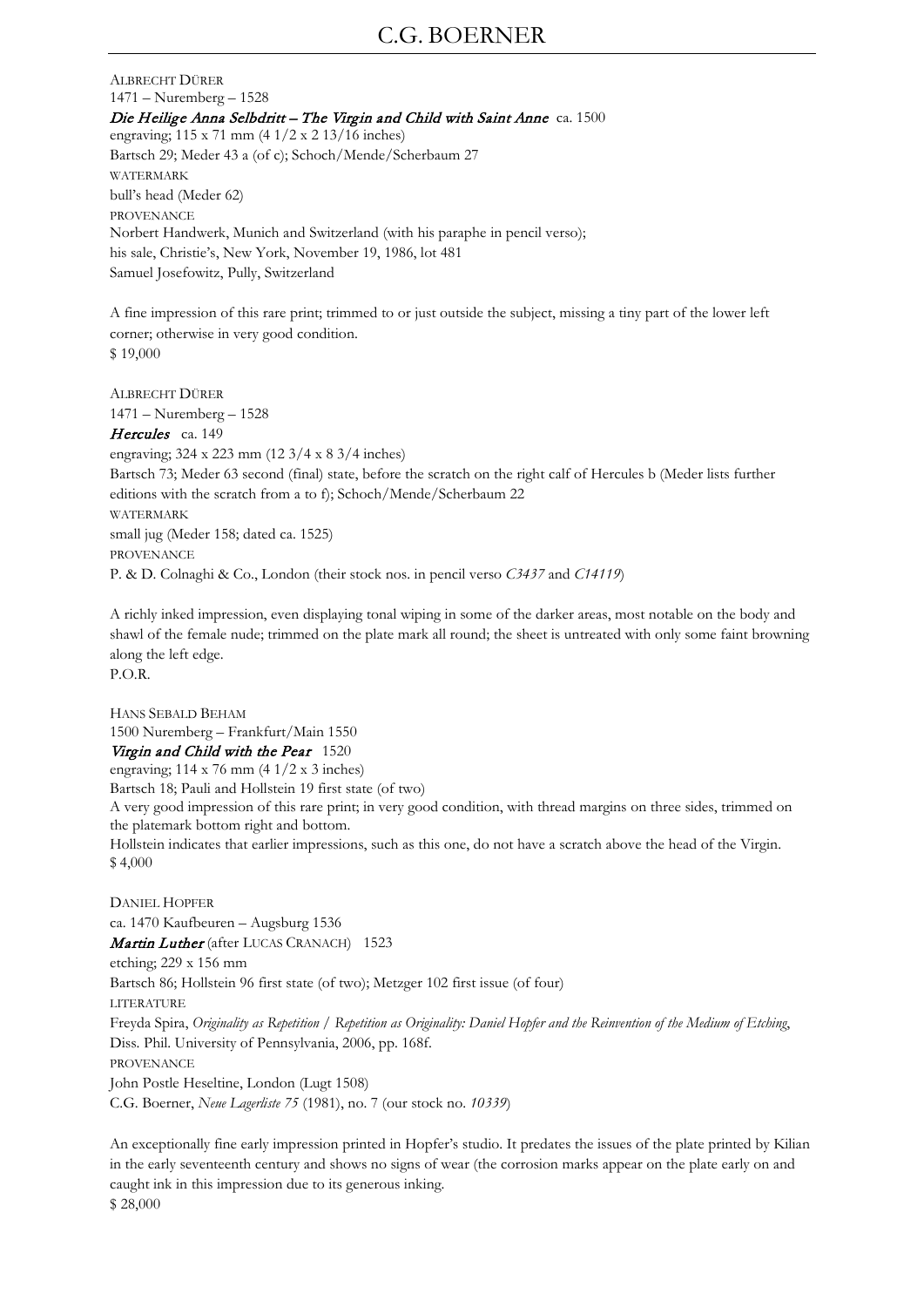ALBRECHT DÜRER
1471 – Nuremberg – 1528
***Die Heilige Anna Selbdritt – The Virgin and Child with Saint Anne*** ca. 1500
engraving; 115 x 71 mm (4 1/2 x 2 13/16 inches)
Bartsch 29; Meder 43 a (of c); Schoch/Mende/Scherbaum 27
WATERMARK
bull's head (Meder 62)
PROVENANCE
Norbert Handwerk, Munich and Switzerland (with his paraphe in pencil verso);
his sale, Christie's, New York, November 19, 1986, lot 481
Samuel Josefowitz, Pully, Switzerland

A fine impression of this rare print; trimmed to or just outside the subject, missing a tiny part of the lower left corner; otherwise in very good condition.
$ 19,000

ALBRECHT DÜRER
1471 – Nuremberg – 1528
***Hercules*** ca. 149
engraving; 324 x 223 mm (12 3/4 x 8 3/4 inches)
Bartsch 73; Meder 63 second (final) state, before the scratch on the right calf of Hercules b (Meder lists further editions with the scratch from a to f); Schoch/Mende/Scherbaum 22
WATERMARK
small jug (Meder 158; dated ca. 1525)
PROVENANCE
P. & D. Colnaghi & Co., London (their stock nos. in pencil verso *C3437* and *C14119*)

A richly inked impression, even displaying tonal wiping in some of the darker areas, most notable on the body and shawl of the female nude; trimmed on the plate mark all round; the sheet is untreated with only some faint browning along the left edge.
P.O.R.

HANS SEBALD BEHAM
1500 Nuremberg – Frankfurt/Main 1550
***Virgin and Child with the Pear*** 1520
engraving; 114 x 76 mm (4 1/2 x 3 inches)
Bartsch 18; Pauli and Hollstein 19 first state (of two)
A very good impression of this rare print; in very good condition, with thread margins on three sides, trimmed on the platemark bottom right and bottom.
Hollstein indicates that earlier impressions, such as this one, do not have a scratch above the head of the Virgin.
$ 4,000

DANIEL HOPFER
ca. 1470 Kaufbeuren – Augsburg 1536
***Martin Luther*** (after LUCAS CRANACH) 1523
etching; 229 x 156 mm
Bartsch 86; Hollstein 96 first state (of two); Metzger 102 first issue (of four)
LITERATURE
Freyda Spira, *Originality as Repetition / Repetition as Originality: Daniel Hopfer and the Reinvention of the Medium of Etching*, Diss. Phil. University of Pennsylvania, 2006, pp. 168f.
PROVENANCE
John Postle Heseltine, London (Lugt 1508)
C.G. Boerner, *Neue Lagerliste 75* (1981), no. 7 (our stock no. *10339*)

An exceptionally fine early impression printed in Hopfer's studio. It predates the issues of the plate printed by Kilian in the early seventeenth century and shows no signs of wear (the corrosion marks appear on the plate early on and caught ink in this impression due to its generous inking.
$ 28,000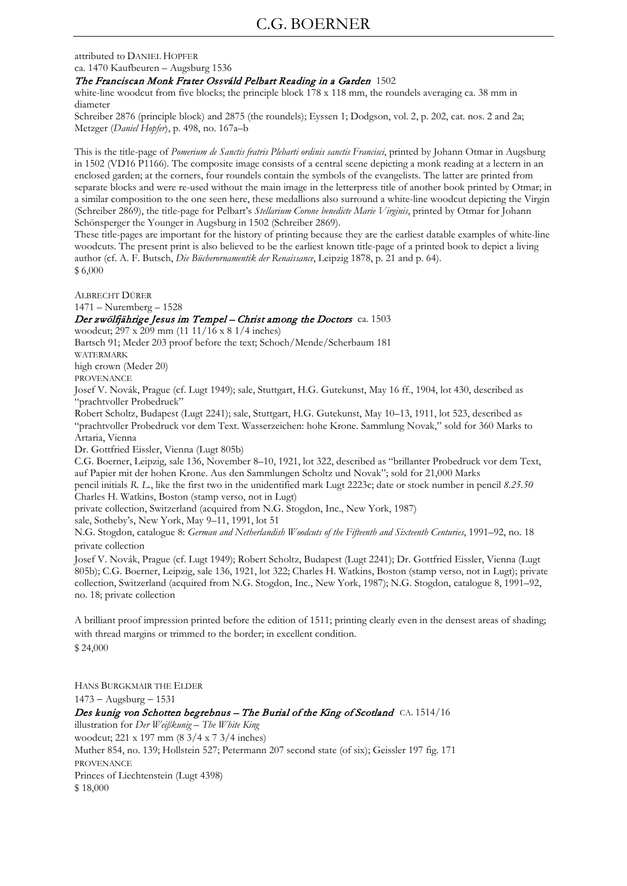attributed to DANIEL HOPFER

ca. 1470 Kaufbeuren – Augsburg 1536

*The Franciscan Monk Frater Ossváld Pelbart Reading in a Garden* 1502

white-line woodcut from five blocks; the principle block 178 x 118 mm, the roundels averaging ca. 38 mm in diameter

Schreiber 2876 (principle block) and 2875 (the roundels); Eyssen 1; Dodgson, vol. 2, p. 202, cat. nos. 2 and 2a; Metzger (*Daniel Hopfer*), p. 498, no. 167a–b

This is the title-page of *Pomerium de Sanctis fratris Plebarti ordinis sanctis Francisci*, printed by Johann Otmar in Augsburg in 1502 (VD16 P1166). The composite image consists of a central scene depicting a monk reading at a lectern in an enclosed garden; at the corners, four roundels contain the symbols of the evangelists. The latter are printed from separate blocks and were re-used without the main image in the letterpress title of another book printed by Otmar; in a similar composition to the one seen here, these medallions also surround a white-line woodcut depicting the Virgin (Schreiber 2869), the title-page for Pelbart's *Stellarium Corone benedicte Marie Virginis*, printed by Otmar for Johann Schönsperger the Younger in Augsburg in 1502 (Schreiber 2869).

These title-pages are important for the history of printing because they are the earliest datable examples of white-line woodcuts. The present print is also believed to be the earliest known title-page of a printed book to depict a living author (cf. A. F. Butsch, *Die Bücherornamentik der Renaissance*, Leipzig 1878, p. 21 and p. 64).

$ 6,000

ALBRECHT DÜRER

1471 – Nuremberg – 1528

*Der zwölfjährige Jesus im Tempel – Christ among the Doctors* ca. 1503

woodcut; 297 x 209 mm (11 11/16 x 8 1/4 inches)

Bartsch 91; Meder 203 proof before the text; Schoch/Mende/Scherbaum 181

WATERMARK

high crown (Meder 20)

PROVENANCE

Josef V. Novák, Prague (cf. Lugt 1949); sale, Stuttgart, H.G. Gutekunst, May 16 ff., 1904, lot 430, described as "prachtvoller Probedruck"

Robert Scholtz, Budapest (Lugt 2241); sale, Stuttgart, H.G. Gutekunst, May 10–13, 1911, lot 523, described as "prachtvoller Probedruck vor dem Text. Wasserzeichen: hohe Krone. Sammlung Novak," sold for 360 Marks to Artaria, Vienna

Dr. Gottfried Eissler, Vienna (Lugt 805b)

C.G. Boerner, Leipzig, sale 136, November 8–10, 1921, lot 322, described as "brillanter Probedruck vor dem Text, auf Papier mit der hohen Krone. Aus den Sammlungen Scholtz und Novak"; sold for 21,000 Marks

pencil initials *R. L.*, like the first two in the unidentified mark Lugt 2223c; date or stock number in pencil *8.25.50*

Charles H. Watkins, Boston (stamp verso, not in Lugt)

private collection, Switzerland (acquired from N.G. Stogdon, Inc., New York, 1987)

sale, Sotheby's, New York, May 9–11, 1991, lot 51

N.G. Stogdon, catalogue 8: *German and Netherlandish Woodcuts of the Fifteenth and Sixteenth Centuries*, 1991–92, no. 18

private collection

Josef V. Novák, Prague (cf. Lugt 1949); Robert Scholtz, Budapest (Lugt 2241); Dr. Gottfried Eissler, Vienna (Lugt 805b); C.G. Boerner, Leipzig, sale 136, 1921, lot 322; Charles H. Watkins, Boston (stamp verso, not in Lugt); private collection, Switzerland (acquired from N.G. Stogdon, Inc., New York, 1987); N.G. Stogdon, catalogue 8, 1991–92, no. 18; private collection

A brilliant proof impression printed before the edition of 1511; printing clearly even in the densest areas of shading; with thread margins or trimmed to the border; in excellent condition.

$ 24,000

HANS BURGKMAIR THE ELDER

1473 – Augsburg – 1531

*Des kunig von Schotten begrebnus – The Burial of the King of Scotland* CA. 1514/16

illustration for *Der Weißkunig – The White King*

woodcut; 221 x 197 mm (8 3/4 x 7 3/4 inches)

Muther 854, no. 139; Hollstein 527; Petermann 207 second state (of six); Geissler 197 fig. 171

PROVENANCE

Princes of Liechtenstein (Lugt 4398)

$ 18,000